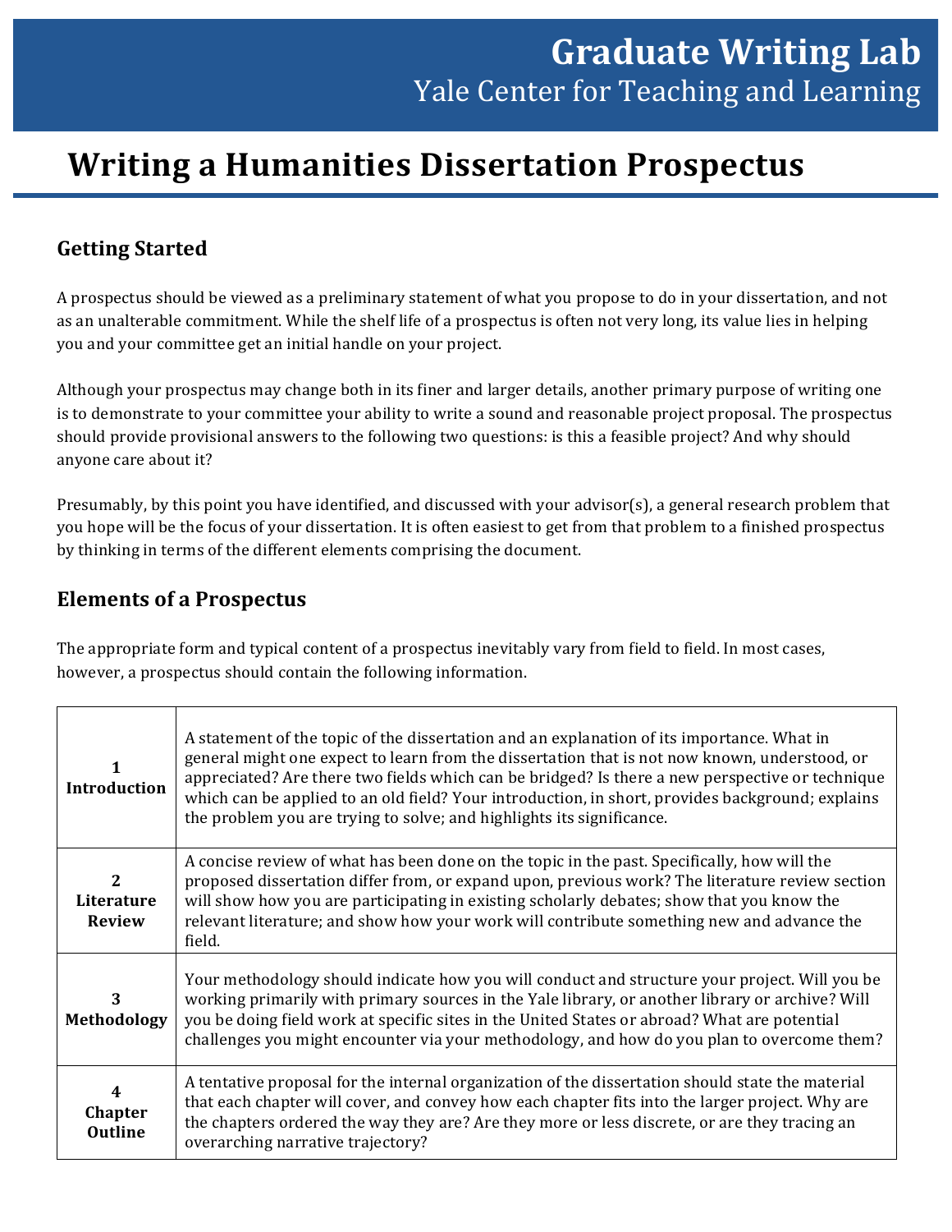# Graduate Writing Lab

Yale Center for Teaching and Learning

# Writing a Humanities Dissertation Prospectus

## Getting Started

A prospectus should be viewed as a preliminary statement of what you propose to do in your dissertation, and not as an unalterable commitment. While the shelf life of a prospectus is often not very long, its value lies in helping you and your committee get an initial handle on your project.

Although your prospectus may change both in its finer and larger details, another primary purpose of writing one is to demonstrate to your committee your ability to write a sound and reasonable project proposal. The prospectus should provide provisional answers to the following two questions: is this a feasible project? And why should anyone care about it?

Presumably, by this point you have identified, and discussed with your advisor(s), a general research problem that you hope will be the focus of your dissertation. It is often easiest to get from that problem to a finished prospectus by thinking in terms of the different elements comprising the document.

## Elements of a Prospectus

The appropriate form and typical content of a prospectus inevitably vary from field to field. In most cases, however, a prospectus should contain the following information.

| | |
|---|---|
| **1 Introduction** | A statement of the topic of the dissertation and an explanation of its importance. What in general might one expect to learn from the dissertation that is not now known, understood, or appreciated? Are there two fields which can be bridged? Is there a new perspective or technique which can be applied to an old field? Your introduction, in short, provides background; explains the problem you are trying to solve; and highlights its significance. |
| **2 Literature Review** | A concise review of what has been done on the topic in the past. Specifically, how will the proposed dissertation differ from, or expand upon, previous work? The literature review section will show how you are participating in existing scholarly debates; show that you know the relevant literature; and show how your work will contribute something new and advance the field. |
| **3 Methodology** | Your methodology should indicate how you will conduct and structure your project. Will you be working primarily with primary sources in the Yale library, or another library or archive? Will you be doing field work at specific sites in the United States or abroad? What are potential challenges you might encounter via your methodology, and how do you plan to overcome them? |
| **4 Chapter Outline** | A tentative proposal for the internal organization of the dissertation should state the material that each chapter will cover, and convey how each chapter fits into the larger project. Why are the chapters ordered the way they are? Are they more or less discrete, or are they tracing an overarching narrative trajectory? |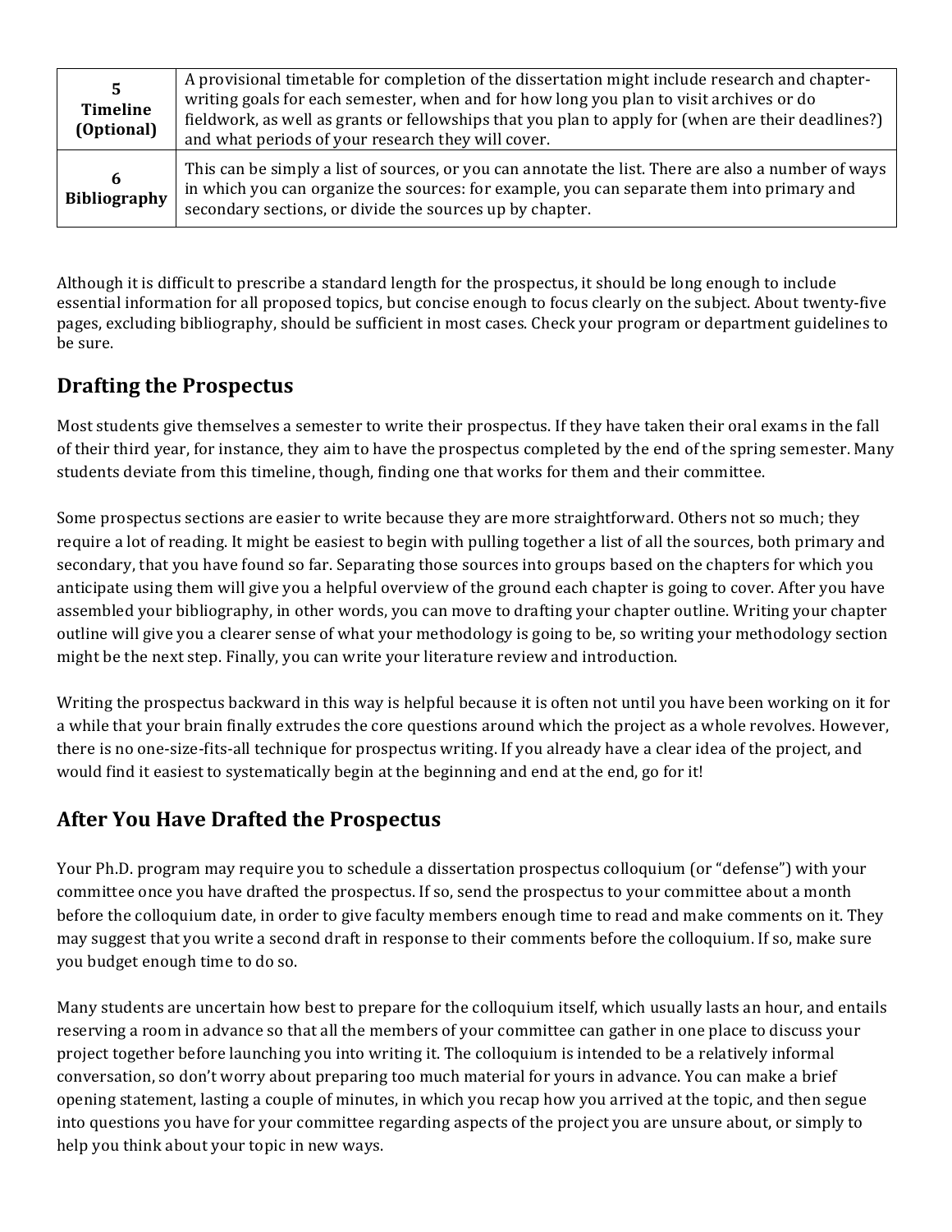| | |
|---|---|
| **5 Timeline (Optional)** | A provisional timetable for completion of the dissertation might include research and chapter-writing goals for each semester, when and for how long you plan to visit archives or do fieldwork, as well as grants or fellowships that you plan to apply for (when are their deadlines?) and what periods of your research they will cover. |
| **6 Bibliography** | This can be simply a list of sources, or you can annotate the list. There are also a number of ways in which you can organize the sources: for example, you can separate them into primary and secondary sections, or divide the sources up by chapter. |

Although it is difficult to prescribe a standard length for the prospectus, it should be long enough to include essential information for all proposed topics, but concise enough to focus clearly on the subject. About twenty-five pages, excluding bibliography, should be sufficient in most cases. Check your program or department guidelines to be sure.

## Drafting the Prospectus

Most students give themselves a semester to write their prospectus. If they have taken their oral exams in the fall of their third year, for instance, they aim to have the prospectus completed by the end of the spring semester. Many students deviate from this timeline, though, finding one that works for them and their committee.

Some prospectus sections are easier to write because they are more straightforward. Others not so much; they require a lot of reading. It might be easiest to begin with pulling together a list of all the sources, both primary and secondary, that you have found so far. Separating those sources into groups based on the chapters for which you anticipate using them will give you a helpful overview of the ground each chapter is going to cover. After you have assembled your bibliography, in other words, you can move to drafting your chapter outline. Writing your chapter outline will give you a clearer sense of what your methodology is going to be, so writing your methodology section might be the next step. Finally, you can write your literature review and introduction.

Writing the prospectus backward in this way is helpful because it is often not until you have been working on it for a while that your brain finally extrudes the core questions around which the project as a whole revolves. However, there is no one-size-fits-all technique for prospectus writing. If you already have a clear idea of the project, and would find it easiest to systematically begin at the beginning and end at the end, go for it!

## After You Have Drafted the Prospectus

Your Ph.D. program may require you to schedule a dissertation prospectus colloquium (or "defense") with your committee once you have drafted the prospectus. If so, send the prospectus to your committee about a month before the colloquium date, in order to give faculty members enough time to read and make comments on it. They may suggest that you write a second draft in response to their comments before the colloquium. If so, make sure you budget enough time to do so.

Many students are uncertain how best to prepare for the colloquium itself, which usually lasts an hour, and entails reserving a room in advance so that all the members of your committee can gather in one place to discuss your project together before launching you into writing it. The colloquium is intended to be a relatively informal conversation, so don't worry about preparing too much material for yours in advance. You can make a brief opening statement, lasting a couple of minutes, in which you recap how you arrived at the topic, and then segue into questions you have for your committee regarding aspects of the project you are unsure about, or simply to help you think about your topic in new ways.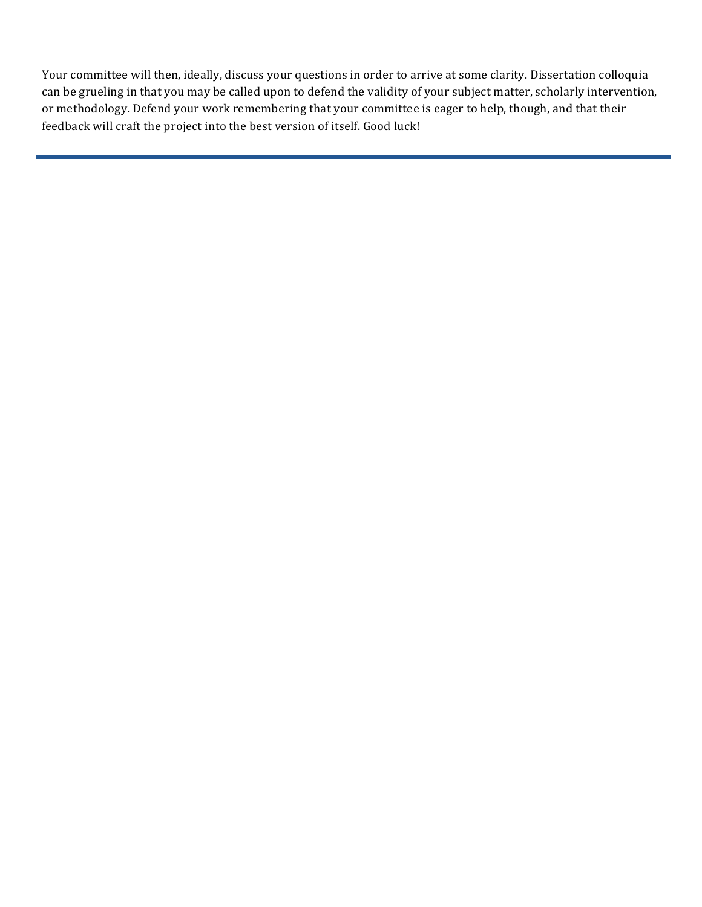Your committee will then, ideally, discuss your questions in order to arrive at some clarity. Dissertation colloquia can be grueling in that you may be called upon to defend the validity of your subject matter, scholarly intervention, or methodology. Defend your work remembering that your committee is eager to help, though, and that their feedback will craft the project into the best version of itself. Good luck!